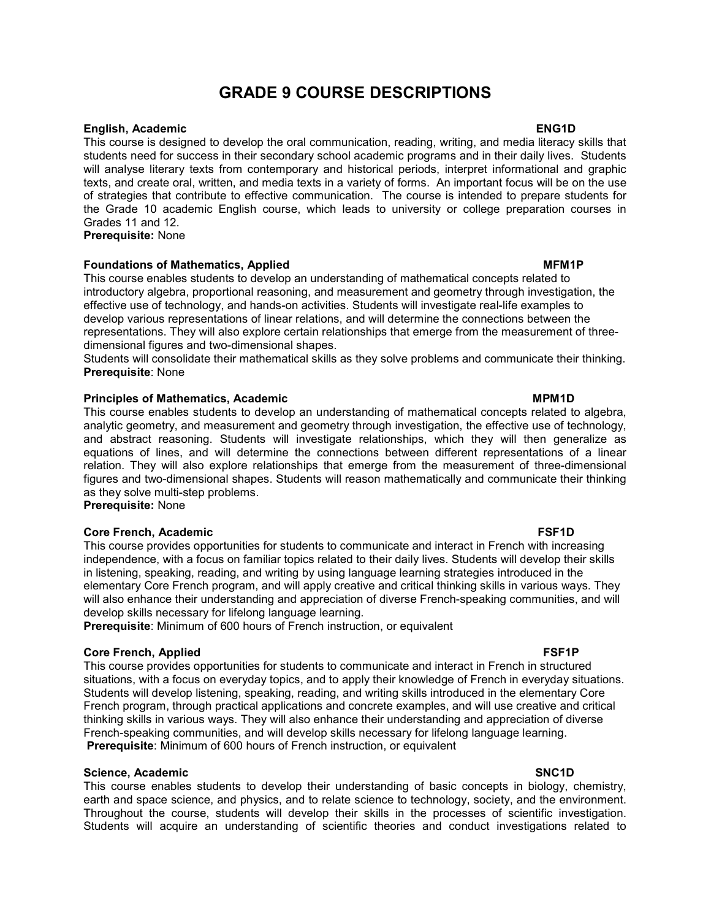# GRADE 9 COURSE DESCRIPTIONS

**English, Academic** **ENG1D**

This course is designed to develop the oral communication, reading, writing, and media literacy skills that students need for success in their secondary school academic programs and in their daily lives. Students will analyse literary texts from contemporary and historical periods, interpret informational and graphic texts, and create oral, written, and media texts in a variety of forms. An important focus will be on the use of strategies that contribute to effective communication. The course is intended to prepare students for the Grade 10 academic English course, which leads to university or college preparation courses in Grades 11 and 12.

**Prerequisite:** None

**Foundations of Mathematics, Applied** **MFM1P**

This course enables students to develop an understanding of mathematical concepts related to introductory algebra, proportional reasoning, and measurement and geometry through investigation, the effective use of technology, and hands-on activities. Students will investigate real-life examples to develop various representations of linear relations, and will determine the connections between the representations. They will also explore certain relationships that emerge from the measurement of three-dimensional figures and two-dimensional shapes.

Students will consolidate their mathematical skills as they solve problems and communicate their thinking.

**Prerequisite**: None

**Principles of Mathematics, Academic** **MPM1D**

This course enables students to develop an understanding of mathematical concepts related to algebra, analytic geometry, and measurement and geometry through investigation, the effective use of technology, and abstract reasoning. Students will investigate relationships, which they will then generalize as equations of lines, and will determine the connections between different representations of a linear relation. They will also explore relationships that emerge from the measurement of three-dimensional figures and two-dimensional shapes. Students will reason mathematically and communicate their thinking as they solve multi-step problems.

**Prerequisite:** None

**Core French, Academic** **FSF1D**

This course provides opportunities for students to communicate and interact in French with increasing independence, with a focus on familiar topics related to their daily lives. Students will develop their skills in listening, speaking, reading, and writing by using language learning strategies introduced in the elementary Core French program, and will apply creative and critical thinking skills in various ways. They will also enhance their understanding and appreciation of diverse French-speaking communities, and will develop skills necessary for lifelong language learning.

**Prerequisite**: Minimum of 600 hours of French instruction, or equivalent

**Core French, Applied** **FSF1P**

This course provides opportunities for students to communicate and interact in French in structured situations, with a focus on everyday topics, and to apply their knowledge of French in everyday situations. Students will develop listening, speaking, reading, and writing skills introduced in the elementary Core French program, through practical applications and concrete examples, and will use creative and critical thinking skills in various ways. They will also enhance their understanding and appreciation of diverse French-speaking communities, and will develop skills necessary for lifelong language learning.

**Prerequisite**: Minimum of 600 hours of French instruction, or equivalent

**Science, Academic** **SNC1D**

This course enables students to develop their understanding of basic concepts in biology, chemistry, earth and space science, and physics, and to relate science to technology, society, and the environment. Throughout the course, students will develop their skills in the processes of scientific investigation. Students will acquire an understanding of scientific theories and conduct investigations related to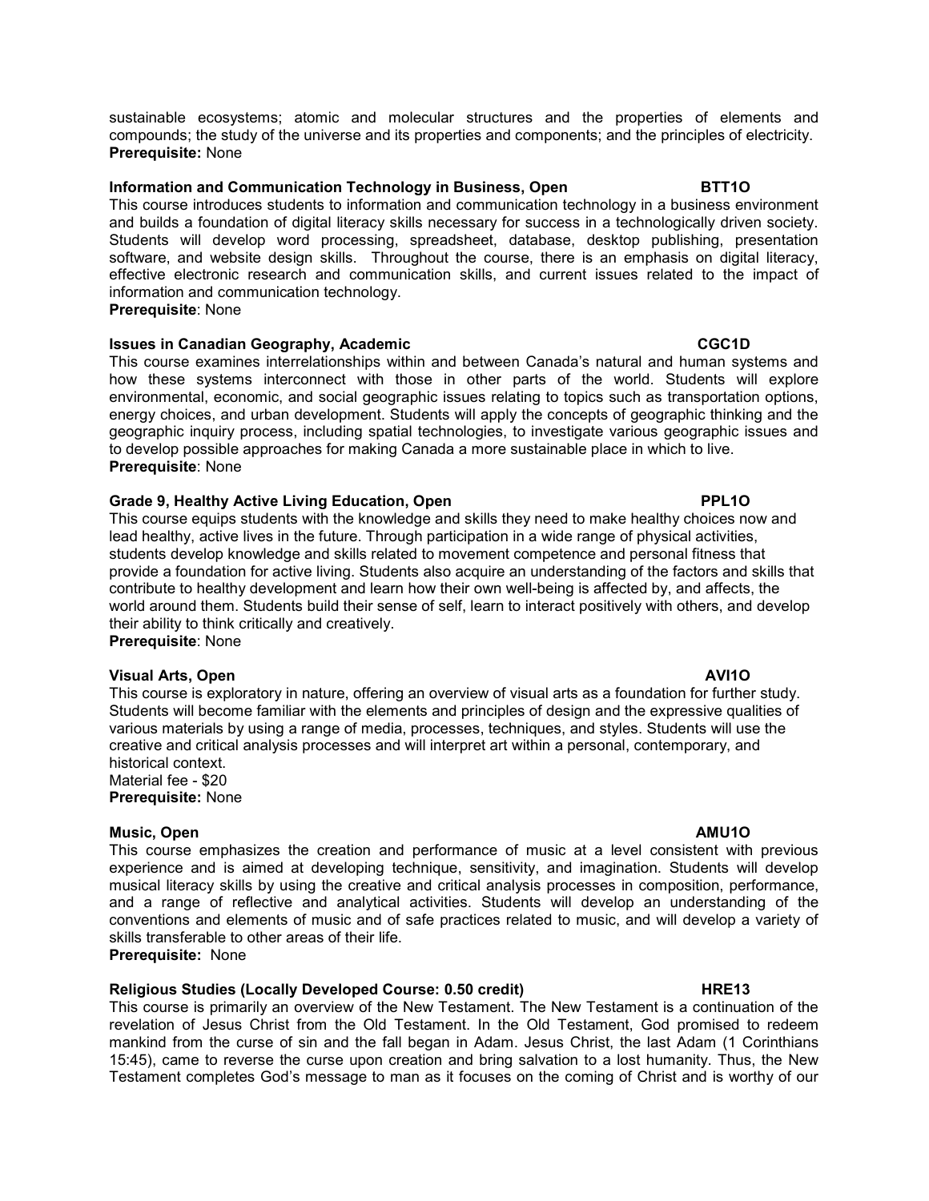sustainable ecosystems; atomic and molecular structures and the properties of elements and compounds; the study of the universe and its properties and components; and the principles of electricity.
**Prerequisite:** None

### Information and Communication Technology in Business, Open — BTT1O

This course introduces students to information and communication technology in a business environment and builds a foundation of digital literacy skills necessary for success in a technologically driven society. Students will develop word processing, spreadsheet, database, desktop publishing, presentation software, and website design skills. Throughout the course, there is an emphasis on digital literacy, effective electronic research and communication skills, and current issues related to the impact of information and communication technology.
**Prerequisite**: None

### Issues in Canadian Geography, Academic — CGC1D

This course examines interrelationships within and between Canada's natural and human systems and how these systems interconnect with those in other parts of the world. Students will explore environmental, economic, and social geographic issues relating to topics such as transportation options, energy choices, and urban development. Students will apply the concepts of geographic thinking and the geographic inquiry process, including spatial technologies, to investigate various geographic issues and to develop possible approaches for making Canada a more sustainable place in which to live.
**Prerequisite**: None

### Grade 9, Healthy Active Living Education, Open — PPL1O

This course equips students with the knowledge and skills they need to make healthy choices now and lead healthy, active lives in the future. Through participation in a wide range of physical activities, students develop knowledge and skills related to movement competence and personal fitness that provide a foundation for active living. Students also acquire an understanding of the factors and skills that contribute to healthy development and learn how their own well-being is affected by, and affects, the world around them. Students build their sense of self, learn to interact positively with others, and develop their ability to think critically and creatively.
**Prerequisite**: None

### Visual Arts, Open — AVI1O

This course is exploratory in nature, offering an overview of visual arts as a foundation for further study. Students will become familiar with the elements and principles of design and the expressive qualities of various materials by using a range of media, processes, techniques, and styles. Students will use the creative and critical analysis processes and will interpret art within a personal, contemporary, and historical context.
Material fee - $20
**Prerequisite:** None

### Music, Open — AMU1O

This course emphasizes the creation and performance of music at a level consistent with previous experience and is aimed at developing technique, sensitivity, and imagination. Students will develop musical literacy skills by using the creative and critical analysis processes in composition, performance, and a range of reflective and analytical activities. Students will develop an understanding of the conventions and elements of music and of safe practices related to music, and will develop a variety of skills transferable to other areas of their life.
**Prerequisite:** None

### Religious Studies (Locally Developed Course: 0.50 credit) — HRE13

This course is primarily an overview of the New Testament. The New Testament is a continuation of the revelation of Jesus Christ from the Old Testament. In the Old Testament, God promised to redeem mankind from the curse of sin and the fall began in Adam. Jesus Christ, the last Adam (1 Corinthians 15:45), came to reverse the curse upon creation and bring salvation to a lost humanity. Thus, the New Testament completes God's message to man as it focuses on the coming of Christ and is worthy of our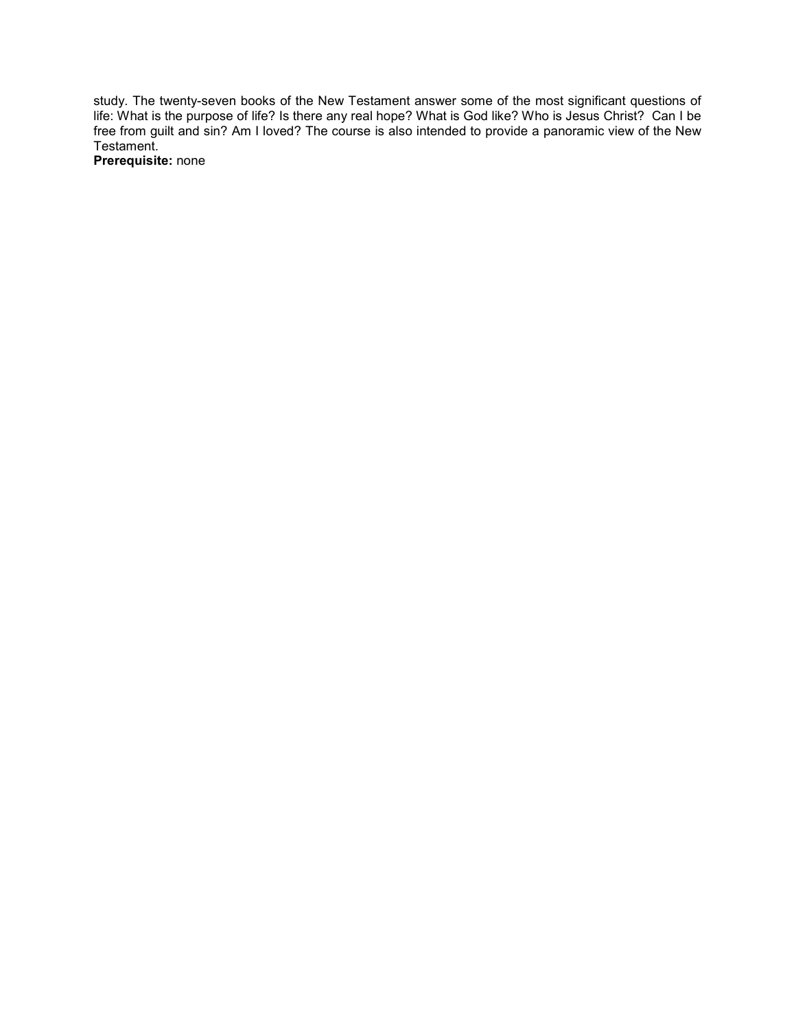study. The twenty-seven books of the New Testament answer some of the most significant questions of life: What is the purpose of life? Is there any real hope? What is God like? Who is Jesus Christ? Can I be free from guilt and sin? Am I loved? The course is also intended to provide a panoramic view of the New Testament.

**Prerequisite:** none